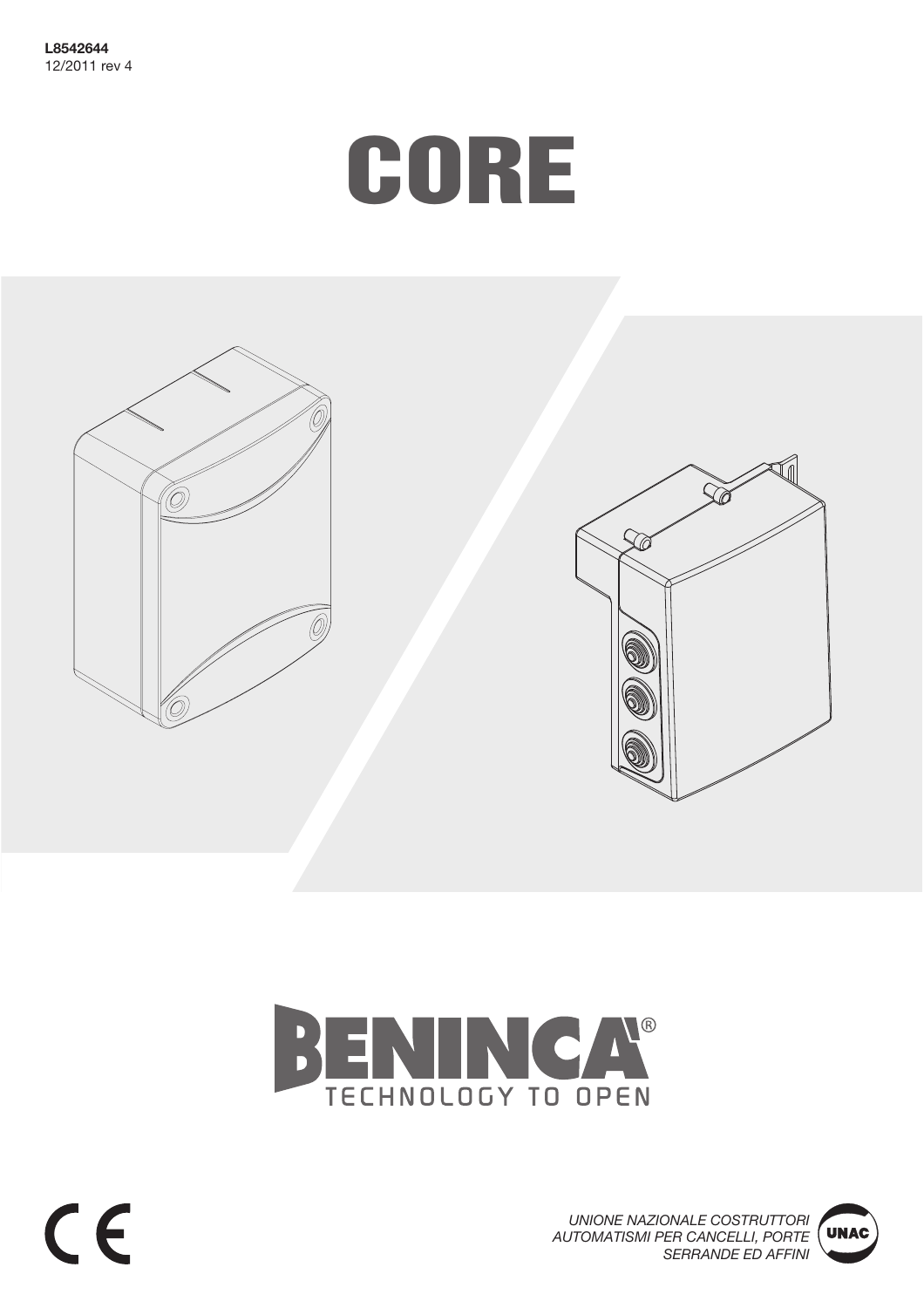**L8542644**
12/2011 rev 4

# CORE

BENINCÀ®
TECHNOLOGY TO OPEN

CE

*UNIONE NAZIONALE COSTRUTTORI AUTOMATISMI PER CANCELLI, PORTE SERRANDE ED AFFINI*

UNAC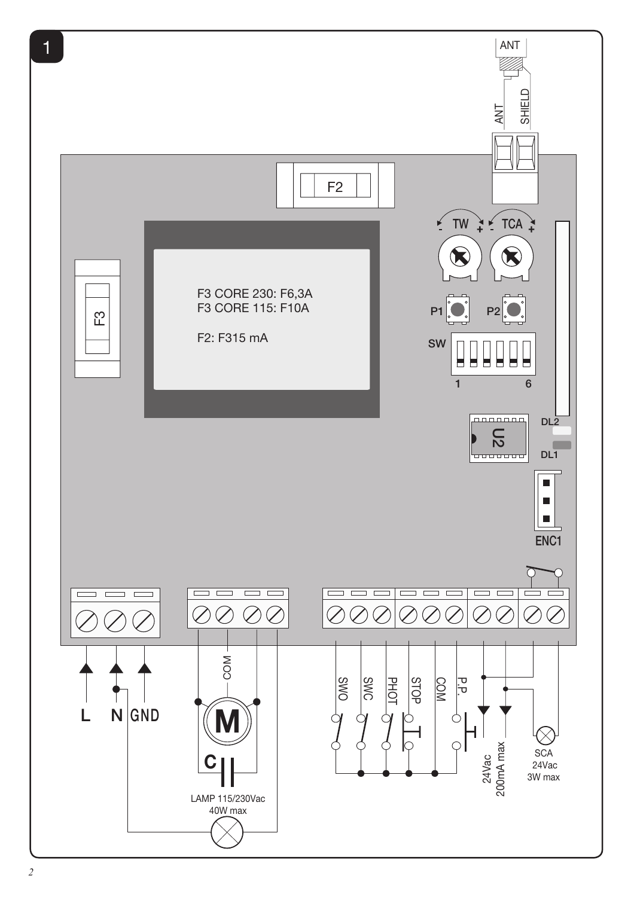1

ANT

ANT SHIELD

F2

F3

F3 CORE 230: F6,3A
F3 CORE 115: F10A

F2: F315 mA

TW TCA

P1 P2

SW

1 6

U2

DL2
DL1

ENC1

L N GND

COM

M

C

LAMP 115/230Vac
40W max

SWO SWC PHOT STOP COM P.P.

24Vac
200mA max

SCA
24Vac
3W max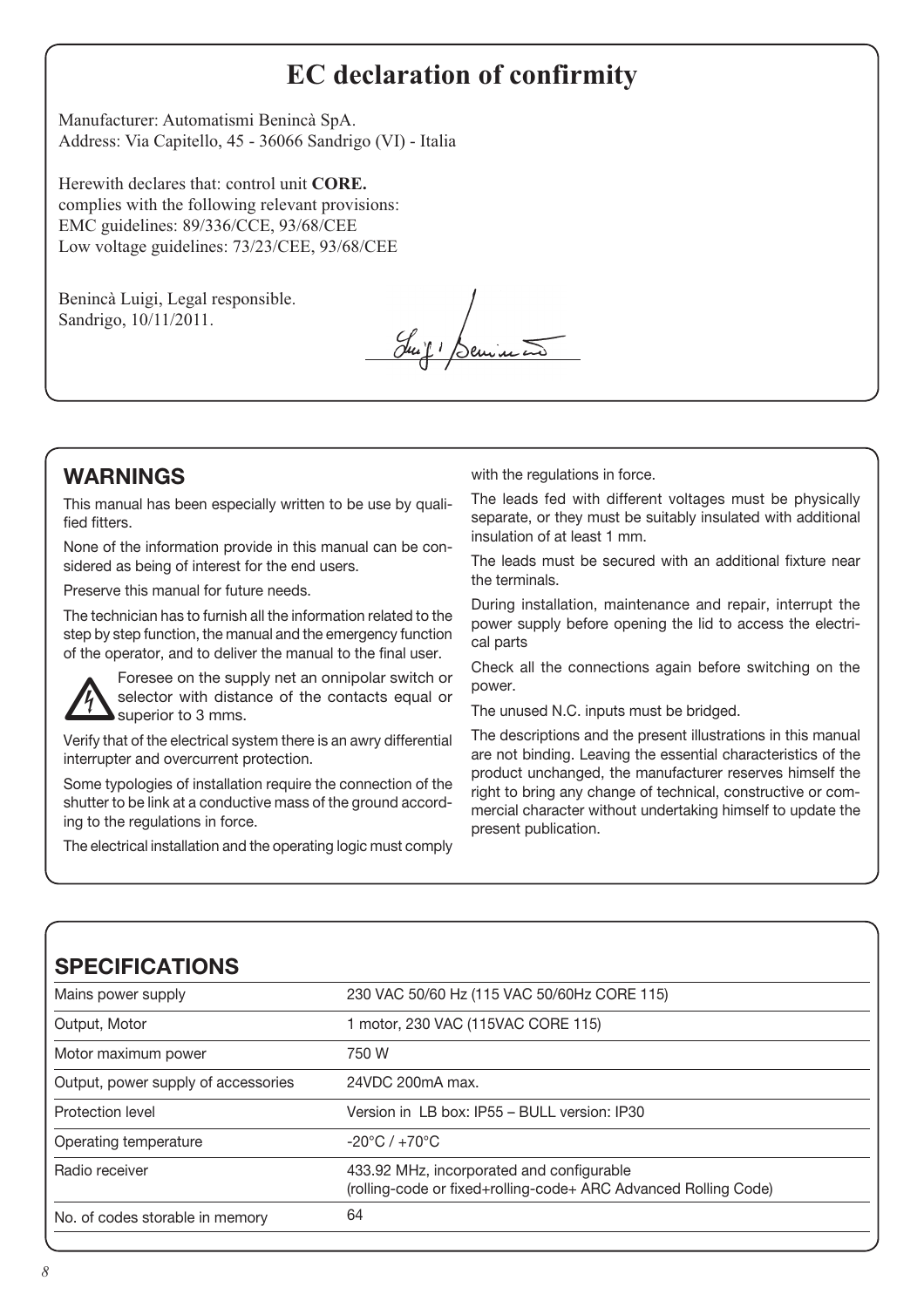# EC declaration of confirmity

Manufacturer: Automatismi Benincà SpA.
Address: Via Capitello, 45 - 36066 Sandrigo (VI) - Italia

Herewith declares that: control unit **CORE.**
complies with the following relevant provisions:
EMC guidelines: 89/336/CCE, 93/68/CEE
Low voltage guidelines: 73/23/CEE, 93/68/CEE

Benincà Luigi, Legal responsible.
Sandrigo, 10/11/2011.

## WARNINGS

This manual has been especially written to be use by qualified fitters.

None of the information provide in this manual can be considered as being of interest for the end users.

Preserve this manual for future needs.

The technician has to furnish all the information related to the step by step function, the manual and the emergency function of the operator, and to deliver the manual to the final user.

Foresee on the supply net an onnipolar switch or selector with distance of the contacts equal or superior to 3 mms.

Verify that of the electrical system there is an awry differential interrupter and overcurrent protection.

Some typologies of installation require the connection of the shutter to be link at a conductive mass of the ground according to the regulations in force.

The electrical installation and the operating logic must comply with the regulations in force.

The leads fed with different voltages must be physically separate, or they must be suitably insulated with additional insulation of at least 1 mm.

The leads must be secured with an additional fixture near the terminals.

During installation, maintenance and repair, interrupt the power supply before opening the lid to access the electrical parts

Check all the connections again before switching on the power.

The unused N.C. inputs must be bridged.

The descriptions and the present illustrations in this manual are not binding. Leaving the essential characteristics of the product unchanged, the manufacturer reserves himself the right to bring any change of technical, constructive or commercial character without undertaking himself to update the present publication.

## SPECIFICATIONS

| | |
|---|---|
| Mains power supply | 230 VAC 50/60 Hz (115 VAC 50/60Hz CORE 115) |
| Output, Motor | 1 motor, 230 VAC (115VAC CORE 115) |
| Motor maximum power | 750 W |
| Output, power supply of accessories | 24VDC 200mA max. |
| Protection level | Version in LB box: IP55 – BULL version: IP30 |
| Operating temperature | -20°C / +70°C |
| Radio receiver | 433.92 MHz, incorporated and configurable (rolling-code or fixed+rolling-code+ ARC Advanced Rolling Code) |
| No. of codes storable in memory | 64 |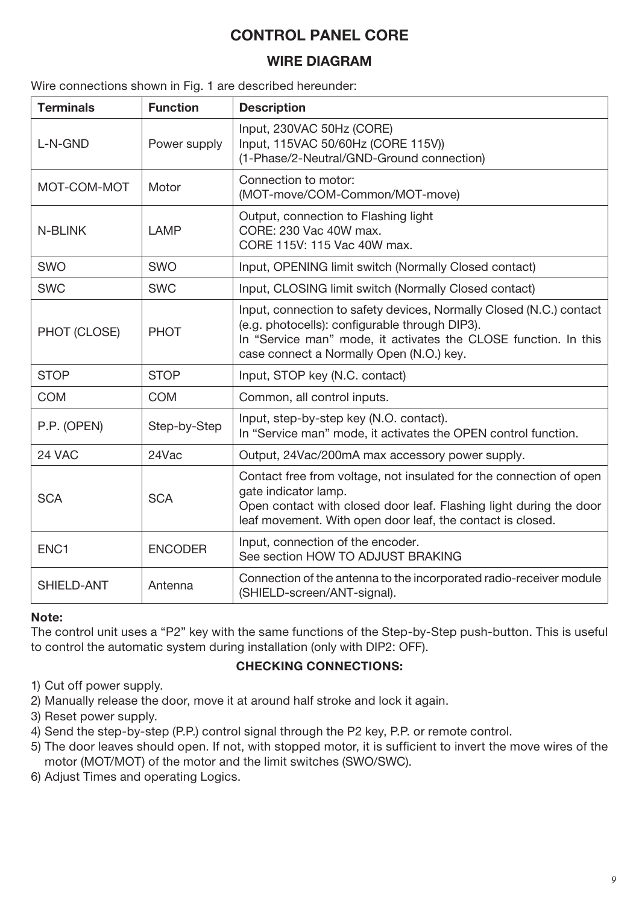# CONTROL PANEL CORE

## WIRE DIAGRAM

Wire connections shown in Fig. 1 are described hereunder:

| Terminals | Function | Description |
|---|---|---|
| L-N-GND | Power supply | Input, 230VAC 50Hz (CORE)<br>Input, 115VAC 50/60Hz (CORE 115V))<br>(1-Phase/2-Neutral/GND-Ground connection) |
| MOT-COM-MOT | Motor | Connection to motor:<br>(MOT-move/COM-Common/MOT-move) |
| N-BLINK | LAMP | Output, connection to Flashing light<br>CORE: 230 Vac 40W max.<br>CORE 115V: 115 Vac 40W max. |
| SWO | SWO | Input, OPENING limit switch (Normally Closed contact) |
| SWC | SWC | Input, CLOSING limit switch (Normally Closed contact) |
| PHOT (CLOSE) | PHOT | Input, connection to safety devices, Normally Closed (N.C.) contact (e.g. photocells): configurable through DIP3).<br>In "Service man" mode, it activates the CLOSE function. In this case connect a Normally Open (N.O.) key. |
| STOP | STOP | Input, STOP key (N.C. contact) |
| COM | COM | Common, all control inputs. |
| P.P. (OPEN) | Step-by-Step | Input, step-by-step key (N.O. contact).<br>In "Service man" mode, it activates the OPEN control function. |
| 24 VAC | 24Vac | Output, 24Vac/200mA max accessory power supply. |
| SCA | SCA | Contact free from voltage, not insulated for the connection of open gate indicator lamp.<br>Open contact with closed door leaf. Flashing light during the door leaf movement. With open door leaf, the contact is closed. |
| ENC1 | ENCODER | Input, connection of the encoder.<br>See section HOW TO ADJUST BRAKING |
| SHIELD-ANT | Antenna | Connection of the antenna to the incorporated radio-receiver module (SHIELD-screen/ANT-signal). |

**Note:**
The control unit uses a "P2" key with the same functions of the Step-by-Step push-button. This is useful to control the automatic system during installation (only with DIP2: OFF).

**CHECKING CONNECTIONS:**

1) Cut off power supply.
2) Manually release the door, move it at around half stroke and lock it again.
3) Reset power supply.
4) Send the step-by-step (P.P.) control signal through the P2 key, P.P. or remote control.
5) The door leaves should open. If not, with stopped motor, it is sufficient to invert the move wires of the motor (MOT/MOT) of the motor and the limit switches (SWO/SWC).
6) Adjust Times and operating Logics.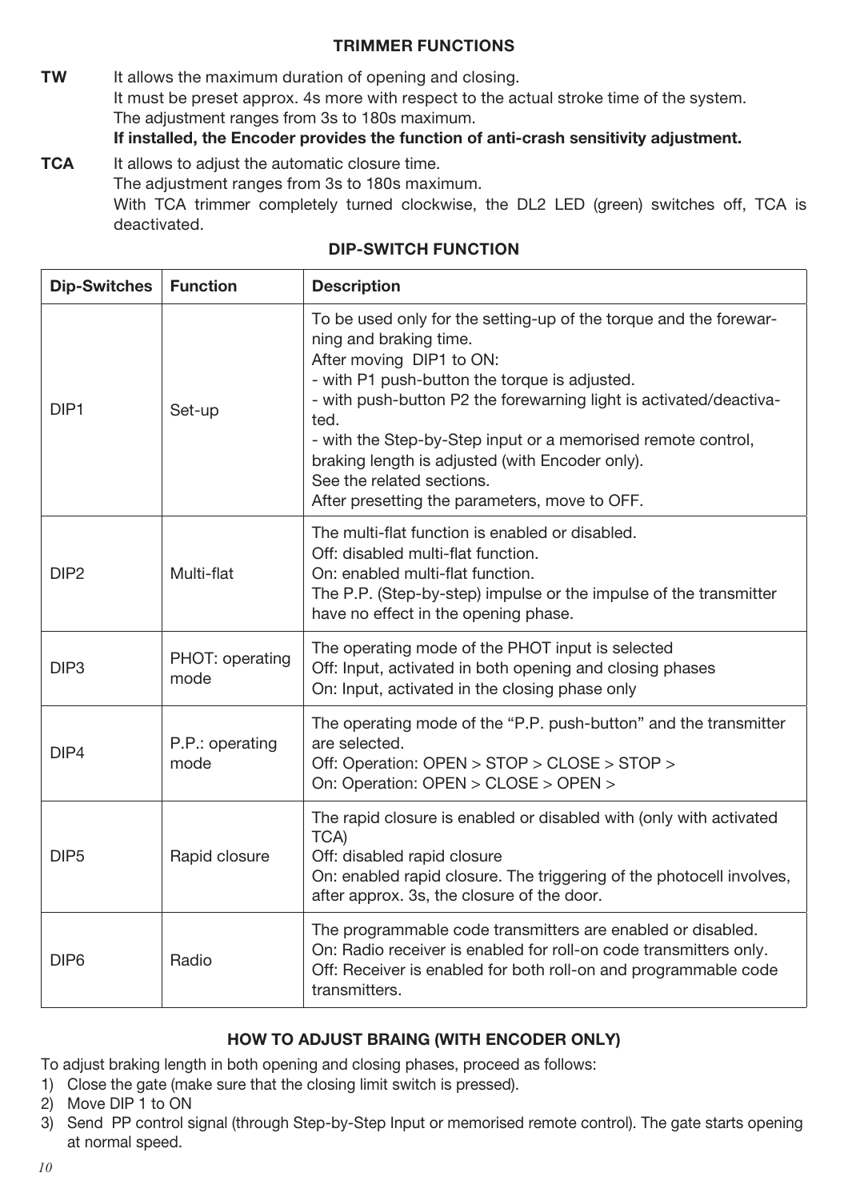## TRIMMER FUNCTIONS

**TW** It allows the maximum duration of opening and closing.
It must be preset approx. 4s more with respect to the actual stroke time of the system.
The adjustment ranges from 3s to 180s maximum.
**If installed, the Encoder provides the function of anti-crash sensitivity adjustment.**

**TCA** It allows to adjust the automatic closure time.
The adjustment ranges from 3s to 180s maximum.
With TCA trimmer completely turned clockwise, the DL2 LED (green) switches off, TCA is deactivated.

## DIP-SWITCH FUNCTION

| Dip-Switches | Function | Description |
|---|---|---|
| DIP1 | Set-up | To be used only for the setting-up of the torque and the forewarning and braking time.<br>After moving DIP1 to ON:<br>- with P1 push-button the torque is adjusted.<br>- with push-button P2 the forewarning light is activated/deactivated.<br>- with the Step-by-Step input or a memorised remote control, braking length is adjusted (with Encoder only).<br>See the related sections.<br>After presetting the parameters, move to OFF. |
| DIP2 | Multi-flat | The multi-flat function is enabled or disabled.<br>Off: disabled multi-flat function.<br>On: enabled multi-flat function.<br>The P.P. (Step-by-step) impulse or the impulse of the transmitter have no effect in the opening phase. |
| DIP3 | PHOT: operating mode | The operating mode of the PHOT input is selected<br>Off: Input, activated in both opening and closing phases<br>On: Input, activated in the closing phase only |
| DIP4 | P.P.: operating mode | The operating mode of the "P.P. push-button" and the transmitter are selected.<br>Off: Operation: OPEN > STOP > CLOSE > STOP ><br>On: Operation: OPEN > CLOSE > OPEN > |
| DIP5 | Rapid closure | The rapid closure is enabled or disabled with (only with activated TCA)<br>Off: disabled rapid closure<br>On: enabled rapid closure. The triggering of the photocell involves, after approx. 3s, the closure of the door. |
| DIP6 | Radio | The programmable code transmitters are enabled or disabled.<br>On: Radio receiver is enabled for roll-on code transmitters only.<br>Off: Receiver is enabled for both roll-on and programmable code transmitters. |

## HOW TO ADJUST BRAING (WITH ENCODER ONLY)

To adjust braking length in both opening and closing phases, proceed as follows:

1) Close the gate (make sure that the closing limit switch is pressed).
2) Move DIP 1 to ON
3) Send PP control signal (through Step-by-Step Input or memorised remote control). The gate starts opening at normal speed.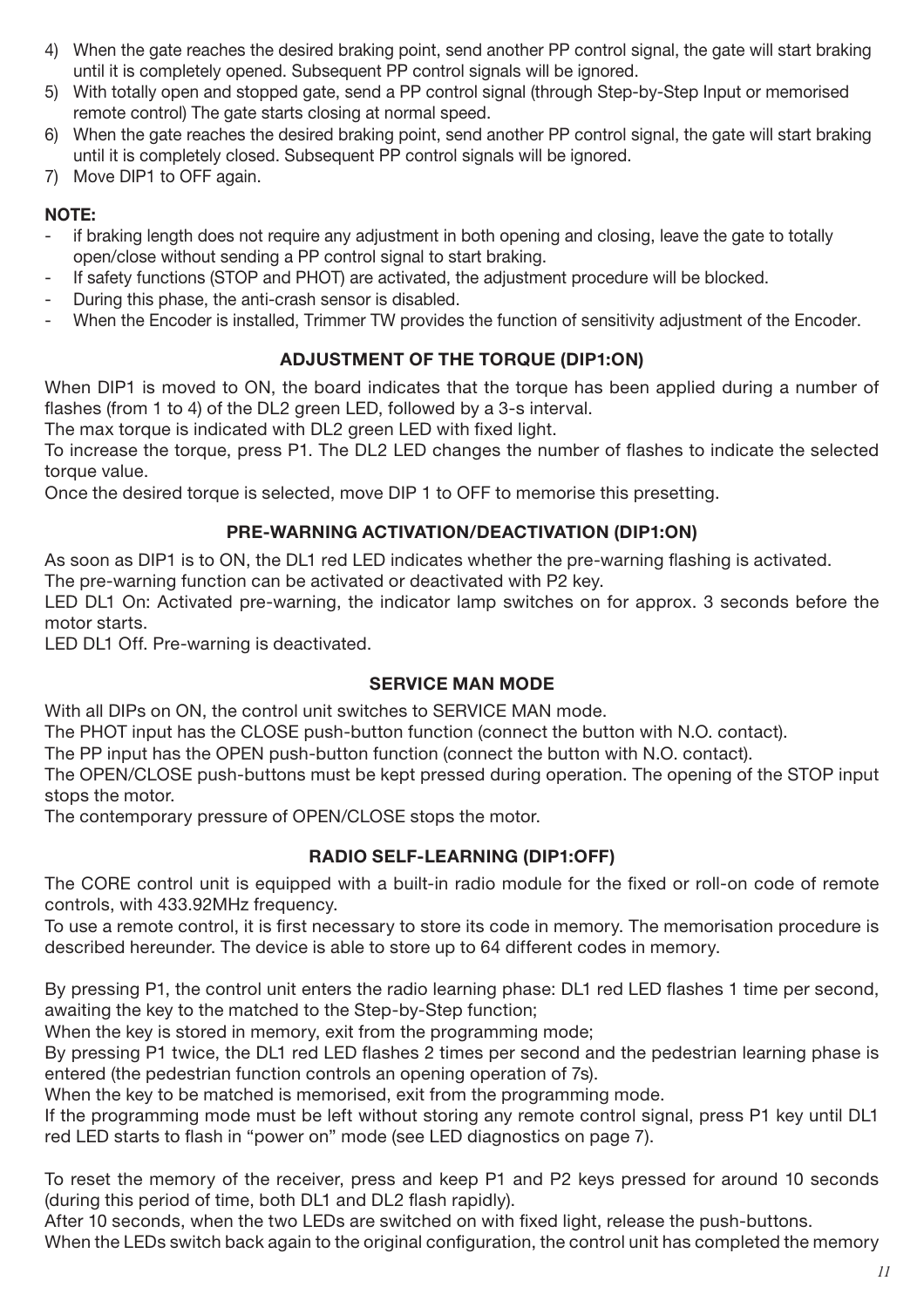4) When the gate reaches the desired braking point, send another PP control signal, the gate will start braking until it is completely opened. Subsequent PP control signals will be ignored.
5) With totally open and stopped gate, send a PP control signal (through Step-by-Step Input or memorised remote control) The gate starts closing at normal speed.
6) When the gate reaches the desired braking point, send another PP control signal, the gate will start braking until it is completely closed. Subsequent PP control signals will be ignored.
7) Move DIP1 to OFF again.

**NOTE:**

- if braking length does not require any adjustment in both opening and closing, leave the gate to totally open/close without sending a PP control signal to start braking.
- If safety functions (STOP and PHOT) are activated, the adjustment procedure will be blocked.
- During this phase, the anti-crash sensor is disabled.
- When the Encoder is installed, Trimmer TW provides the function of sensitivity adjustment of the Encoder.

### ADJUSTMENT OF THE TORQUE (DIP1:ON)

When DIP1 is moved to ON, the board indicates that the torque has been applied during a number of flashes (from 1 to 4) of the DL2 green LED, followed by a 3-s interval.

The max torque is indicated with DL2 green LED with fixed light.

To increase the torque, press P1. The DL2 LED changes the number of flashes to indicate the selected torque value.

Once the desired torque is selected, move DIP 1 to OFF to memorise this presetting.

### PRE-WARNING ACTIVATION/DEACTIVATION (DIP1:ON)

As soon as DIP1 is to ON, the DL1 red LED indicates whether the pre-warning flashing is activated.

The pre-warning function can be activated or deactivated with P2 key.

LED DL1 On: Activated pre-warning, the indicator lamp switches on for approx. 3 seconds before the motor starts.

LED DL1 Off. Pre-warning is deactivated.

### SERVICE MAN MODE

With all DIPs on ON, the control unit switches to SERVICE MAN mode.

The PHOT input has the CLOSE push-button function (connect the button with N.O. contact).

The PP input has the OPEN push-button function (connect the button with N.O. contact).

The OPEN/CLOSE push-buttons must be kept pressed during operation. The opening of the STOP input stops the motor.

The contemporary pressure of OPEN/CLOSE stops the motor.

### RADIO SELF-LEARNING (DIP1:OFF)

The CORE control unit is equipped with a built-in radio module for the fixed or roll-on code of remote controls, with 433.92MHz frequency.

To use a remote control, it is first necessary to store its code in memory. The memorisation procedure is described hereunder. The device is able to store up to 64 different codes in memory.

By pressing P1, the control unit enters the radio learning phase: DL1 red LED flashes 1 time per second, awaiting the key to the matched to the Step-by-Step function;

When the key is stored in memory, exit from the programming mode;

By pressing P1 twice, the DL1 red LED flashes 2 times per second and the pedestrian learning phase is entered (the pedestrian function controls an opening operation of 7s).

When the key to be matched is memorised, exit from the programming mode.

If the programming mode must be left without storing any remote control signal, press P1 key until DL1 red LED starts to flash in "power on" mode (see LED diagnostics on page 7).

To reset the memory of the receiver, press and keep P1 and P2 keys pressed for around 10 seconds (during this period of time, both DL1 and DL2 flash rapidly).

After 10 seconds, when the two LEDs are switched on with fixed light, release the push-buttons.

When the LEDs switch back again to the original configuration, the control unit has completed the memory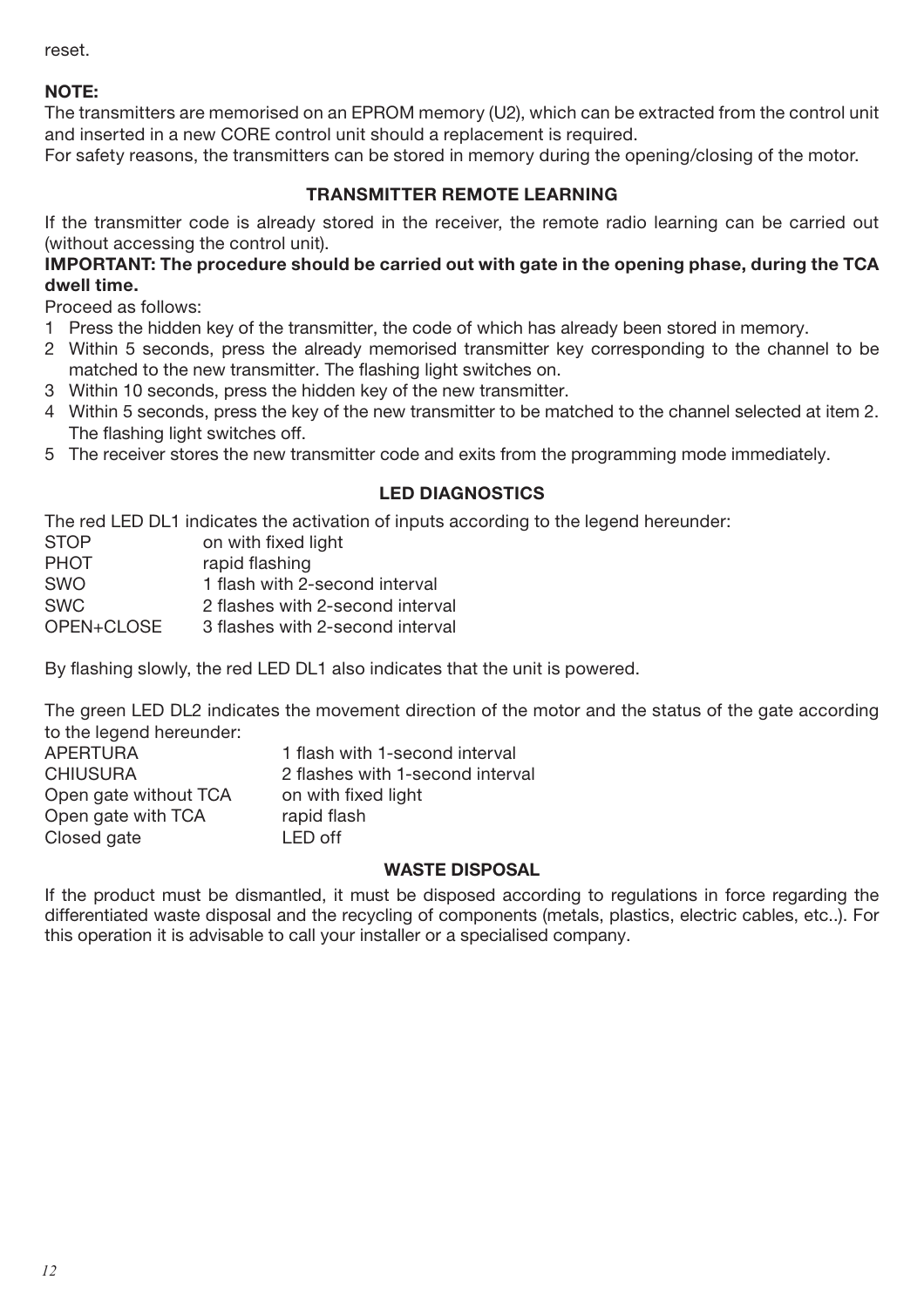reset.

**NOTE:**
The transmitters are memorised on an EPROM memory (U2), which can be extracted from the control unit and inserted in a new CORE control unit should a replacement is required.
For safety reasons, the transmitters can be stored in memory during the opening/closing of the motor.

## TRANSMITTER REMOTE LEARNING

If the transmitter code is already stored in the receiver, the remote radio learning can be carried out (without accessing the control unit).

**IMPORTANT: The procedure should be carried out with gate in the opening phase, during the TCA dwell time.**

Proceed as follows:

1. Press the hidden key of the transmitter, the code of which has already been stored in memory.
2. Within 5 seconds, press the already memorised transmitter key corresponding to the channel to be matched to the new transmitter. The flashing light switches on.
3. Within 10 seconds, press the hidden key of the new transmitter.
4. Within 5 seconds, press the key of the new transmitter to be matched to the channel selected at item 2. The flashing light switches off.
5. The receiver stores the new transmitter code and exits from the programming mode immediately.

## LED DIAGNOSTICS

The red LED DL1 indicates the activation of inputs according to the legend hereunder:

| | |
|---|---|
| STOP | on with fixed light |
| PHOT | rapid flashing |
| SWO | 1 flash with 2-second interval |
| SWC | 2 flashes with 2-second interval |
| OPEN+CLOSE | 3 flashes with 2-second interval |

By flashing slowly, the red LED DL1 also indicates that the unit is powered.

The green LED DL2 indicates the movement direction of the motor and the status of the gate according to the legend hereunder:

| | |
|---|---|
| APERTURA | 1 flash with 1-second interval |
| CHIUSURA | 2 flashes with 1-second interval |
| Open gate without TCA | on with fixed light |
| Open gate with TCA | rapid flash |
| Closed gate | LED off |

## WASTE DISPOSAL

If the product must be dismantled, it must be disposed according to regulations in force regarding the differentiated waste disposal and the recycling of components (metals, plastics, electric cables, etc..). For this operation it is advisable to call your installer or a specialised company.